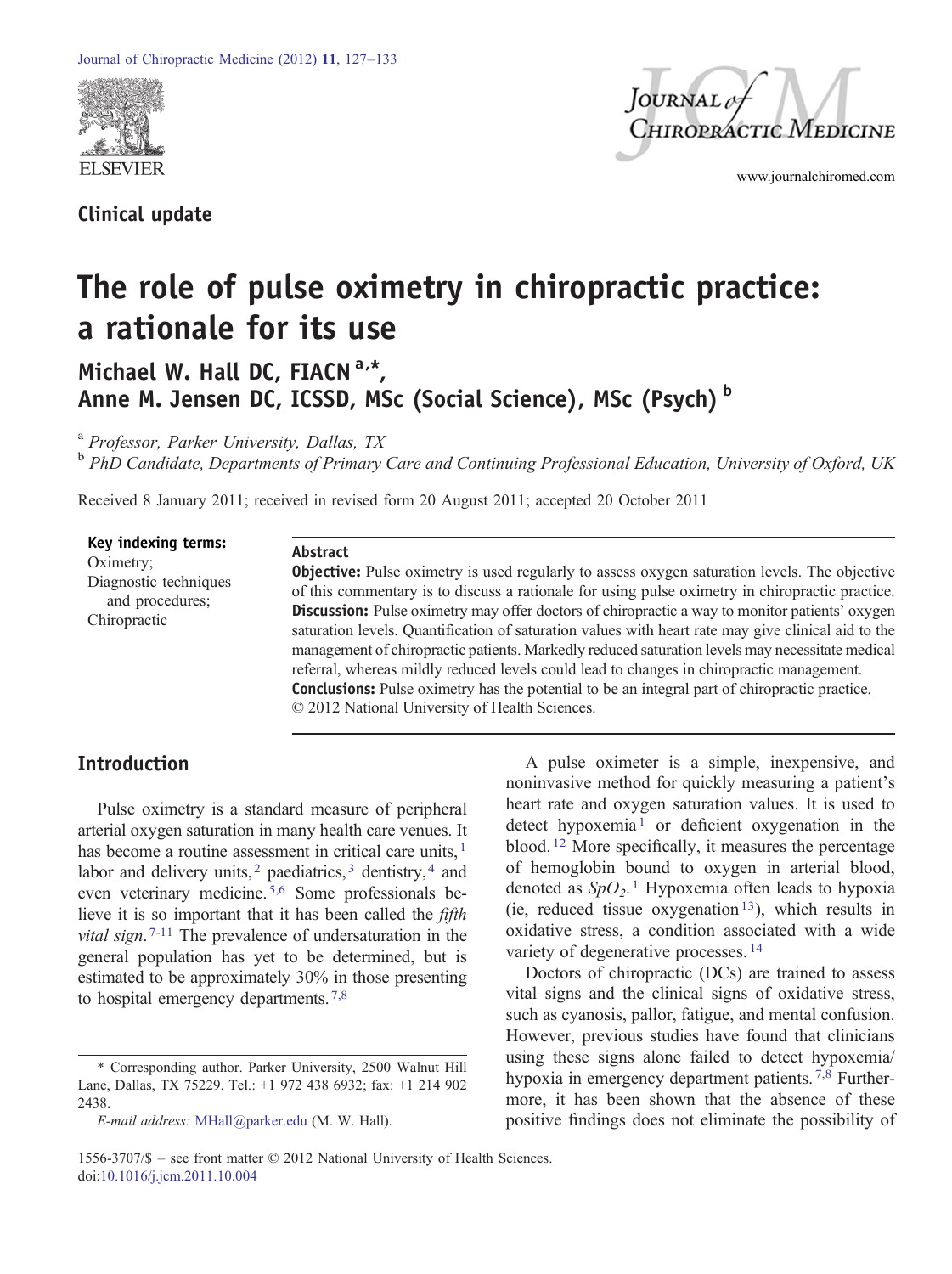Clinical update

# The role of pulse oximetry in chiropractic practice: a rationale for its use

**Michael W. Hall DC, FIACN [a,*], Anne M. Jensen DC, ICSSD, MSc (Social Science), MSc (Psych) [b]**

[a] *Professor, Parker University, Dallas, TX*

[b] *PhD Candidate, Departments of Primary Care and Continuing Professional Education, University of Oxford, UK*

Received 8 January 2011; received in revised form 20 August 2011; accepted 20 October 2011

**Key indexing terms:**
Oximetry;
Diagnostic techniques and procedures;
Chiropractic

## Abstract

**Objective:** Pulse oximetry is used regularly to assess oxygen saturation levels. The objective of this commentary is to discuss a rationale for using pulse oximetry in chiropractic practice.

**Discussion:** Pulse oximetry may offer doctors of chiropractic a way to monitor patients' oxygen saturation levels. Quantification of saturation values with heart rate may give clinical aid to the management of chiropractic patients. Markedly reduced saturation levels may necessitate medical referral, whereas mildly reduced levels could lead to changes in chiropractic management.

**Conclusions:** Pulse oximetry has the potential to be an integral part of chiropractic practice.

© 2012 National University of Health Sciences.

## Introduction

Pulse oximetry is a standard measure of peripheral arterial oxygen saturation in many health care venues. It has become a routine assessment in critical care units,[1] labor and delivery units,[2] paediatrics,[3] dentistry,[4] and even veterinary medicine.[5,6] Some professionals believe it is so important that it has been called the *fifth vital sign*.[7-11] The prevalence of undersaturation in the general population has yet to be determined, but is estimated to be approximately 30% in those presenting to hospital emergency departments.[7,8]

A pulse oximeter is a simple, inexpensive, and noninvasive method for quickly measuring a patient's heart rate and oxygen saturation values. It is used to detect hypoxemia[1] or deficient oxygenation in the blood.[12] More specifically, it measures the percentage of hemoglobin bound to oxygen in arterial blood, denoted as $SpO_2$.[1] Hypoxemia often leads to hypoxia (ie, reduced tissue oxygenation[13]), which results in oxidative stress, a condition associated with a wide variety of degenerative processes.[14]

Doctors of chiropractic (DCs) are trained to assess vital signs and the clinical signs of oxidative stress, such as cyanosis, pallor, fatigue, and mental confusion. However, previous studies have found that clinicians using these signs alone failed to detect hypoxemia/hypoxia in emergency department patients.[7,8] Furthermore, it has been shown that the absence of these positive findings does not eliminate the possibility of

\* Corresponding author. Parker University, 2500 Walnut Hill Lane, Dallas, TX 75229. Tel.: +1 972 438 6932; fax: +1 214 902 2438.

*E-mail address:* MHall@parker.edu (M. W. Hall).

1556-3707/$ – see front matter © 2012 National University of Health Sciences.
doi:10.1016/j.jcm.2011.10.004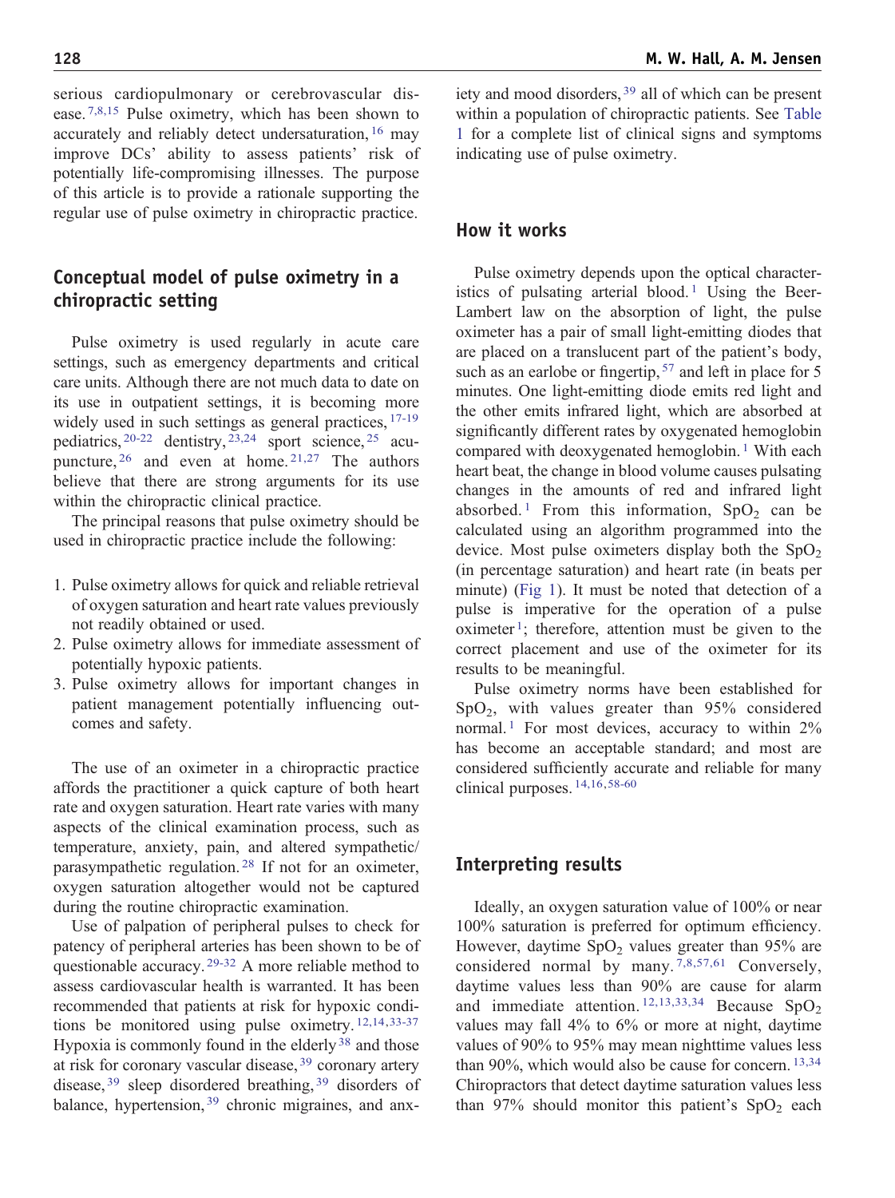serious cardiopulmonary or cerebrovascular disease.[7,8,15] Pulse oximetry, which has been shown to accurately and reliably detect undersaturation,[16] may improve DCs' ability to assess patients' risk of potentially life-compromising illnesses. The purpose of this article is to provide a rationale supporting the regular use of pulse oximetry in chiropractic practice.

## Conceptual model of pulse oximetry in a chiropractic setting

Pulse oximetry is used regularly in acute care settings, such as emergency departments and critical care units. Although there are not much data to date on its use in outpatient settings, it is becoming more widely used in such settings as general practices,[17-19] pediatrics,[20-22] dentistry,[23,24] sport science,[25] acupuncture,[26] and even at home.[21,27] The authors believe that there are strong arguments for its use within the chiropractic clinical practice.

The principal reasons that pulse oximetry should be used in chiropractic practice include the following:

1. Pulse oximetry allows for quick and reliable retrieval of oxygen saturation and heart rate values previously not readily obtained or used.
2. Pulse oximetry allows for immediate assessment of potentially hypoxic patients.
3. Pulse oximetry allows for important changes in patient management potentially influencing outcomes and safety.

The use of an oximeter in a chiropractic practice affords the practitioner a quick capture of both heart rate and oxygen saturation. Heart rate varies with many aspects of the clinical examination process, such as temperature, anxiety, pain, and altered sympathetic/parasympathetic regulation.[28] If not for an oximeter, oxygen saturation altogether would not be captured during the routine chiropractic examination.

Use of palpation of peripheral pulses to check for patency of peripheral arteries has been shown to be of questionable accuracy.[29-32] A more reliable method to assess cardiovascular health is warranted. It has been recommended that patients at risk for hypoxic conditions be monitored using pulse oximetry.[12,14,33-37] Hypoxia is commonly found in the elderly[38] and those at risk for coronary vascular disease,[39] coronary artery disease,[39] sleep disordered breathing,[39] disorders of balance, hypertension,[39] chronic migraines, and anxiety and mood disorders,[39] all of which can be present within a population of chiropractic patients. See Table 1 for a complete list of clinical signs and symptoms indicating use of pulse oximetry.

## How it works

Pulse oximetry depends upon the optical characteristics of pulsating arterial blood.[1] Using the Beer-Lambert law on the absorption of light, the pulse oximeter has a pair of small light-emitting diodes that are placed on a translucent part of the patient's body, such as an earlobe or fingertip,[57] and left in place for 5 minutes. One light-emitting diode emits red light and the other emits infrared light, which are absorbed at significantly different rates by oxygenated hemoglobin compared with deoxygenated hemoglobin.[1] With each heart beat, the change in blood volume causes pulsating changes in the amounts of red and infrared light absorbed.[1] From this information, $SpO_2$ can be calculated using an algorithm programmed into the device. Most pulse oximeters display both the $SpO_2$ (in percentage saturation) and heart rate (in beats per minute) (Fig 1). It must be noted that detection of a pulse is imperative for the operation of a pulse oximeter[1]; therefore, attention must be given to the correct placement and use of the oximeter for its results to be meaningful.

Pulse oximetry norms have been established for $SpO_2$, with values greater than 95% considered normal.[1] For most devices, accuracy to within 2% has become an acceptable standard; and most are considered sufficiently accurate and reliable for many clinical purposes.[14,16,58-60]

## Interpreting results

Ideally, an oxygen saturation value of 100% or near 100% saturation is preferred for optimum efficiency. However, daytime $SpO_2$ values greater than 95% are considered normal by many.[7,8,57,61] Conversely, daytime values less than 90% are cause for alarm and immediate attention.[12,13,33,34] Because $SpO_2$ values may fall 4% to 6% or more at night, daytime values of 90% to 95% may mean nighttime values less than 90%, which would also be cause for concern.[13,34] Chiropractors that detect daytime saturation values less than 97% should monitor this patient's $SpO_2$ each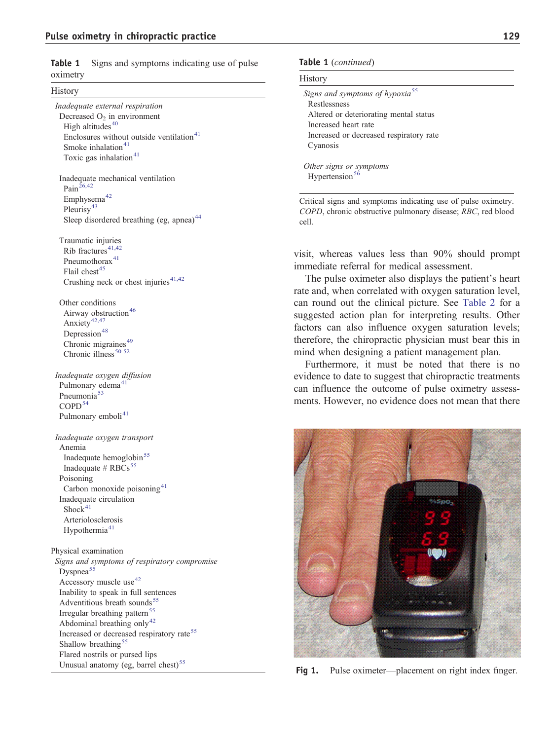**Table 1** Signs and symptoms indicating use of pulse oximetry

| History |
| --- |
| *Inadequate external respiration* |
| Decreased $O_2$ in environment |
| High altitudes[40] |
| Enclosures without outside ventilation[41] |
| Smoke inhalation[41] |
| Toxic gas inhalation[41] |
| Inadequate mechanical ventilation |
| Pain[26,42] |
| Emphysema[42] |
| Pleurisy[43] |
| Sleep disordered breathing (eg, apnea)[44] |
| Traumatic injuries |
| Rib fractures[41,42] |
| Pneumothorax[41] |
| Flail chest[45] |
| Crushing neck or chest injuries[41,42] |
| Other conditions |
| Airway obstruction[46] |
| Anxiety[42,47] |
| Depression[48] |
| Chronic migraines[49] |
| Chronic illness[50-52] |
| *Inadequate oxygen diffusion* |
| Pulmonary edema[41] |
| Pneumonia[53] |
| COPD[54] |
| Pulmonary emboli[41] |
| *Inadequate oxygen transport* |
| Anemia |
| Inadequate hemoglobin[55] |
| Inadequate # RBCs[55] |
| Poisoning |
| Carbon monoxide poisoning[41] |
| Inadequate circulation |
| Shock[41] |
| Arteriolosclerosis |
| Hypothermia[41] |
| Physical examination |
| *Signs and symptoms of respiratory compromise* |
| Dyspnea[55] |
| Accessory muscle use[42] |
| Inability to speak in full sentences |
| Adventitious breath sounds[55] |
| Irregular breathing pattern[55] |
| Abdominal breathing only[42] |
| Increased or decreased respiratory rate[55] |
| Shallow breathing[55] |
| Flared nostrils or pursed lips |
| Unusual anatomy (eg, barrel chest)[55] |

**Table 1** (*continued*)

| History |
| --- |
| *Signs and symptoms of hypoxia*[55] |
| Restlessness |
| Altered or deteriorating mental status |
| Increased heart rate |
| Increased or decreased respiratory rate |
| Cyanosis |
| *Other signs or symptoms* |
| Hypertension[56] |

Critical signs and symptoms indicating use of pulse oximetry. *COPD*, chronic obstructive pulmonary disease; *RBC*, red blood cell.

visit, whereas values less than 90% should prompt immediate referral for medical assessment.

The pulse oximeter also displays the patient's heart rate and, when correlated with oxygen saturation level, can round out the clinical picture. See Table 2 for a suggested action plan for interpreting results. Other factors can also influence oxygen saturation levels; therefore, the chiropractic physician must bear this in mind when designing a patient management plan.

Furthermore, it must be noted that there is no evidence to date to suggest that chiropractic treatments can influence the outcome of pulse oximetry assessments. However, no evidence does not mean that there

**Fig 1.** Pulse oximeter—placement on right index finger.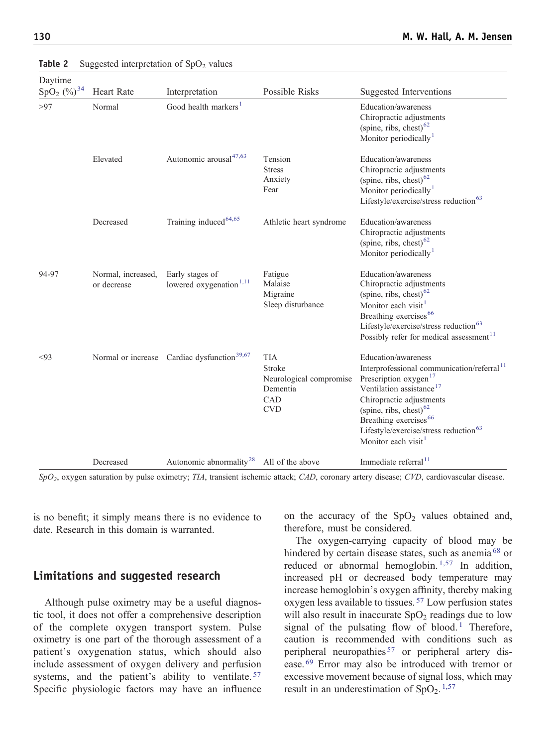**Table 2** Suggested interpretation of $SpO_2$ values

| Daytime $SpO_2$ (%)[34] | Heart Rate | Interpretation | Possible Risks | Suggested Interventions |
|---|---|---|---|---|
| >97 | Normal | Good health markers[1] | | Education/awareness<br>Chiropractic adjustments (spine, ribs, chest)[62]<br>Monitor periodically[1] |
| | Elevated | Autonomic arousal[47,63] | Tension<br>Stress<br>Anxiety<br>Fear | Education/awareness<br>Chiropractic adjustments (spine, ribs, chest)[62]<br>Monitor periodically[1]<br>Lifestyle/exercise/stress reduction[63] |
| | Decreased | Training induced[64,65] | Athletic heart syndrome | Education/awareness<br>Chiropractic adjustments (spine, ribs, chest)[62]<br>Monitor periodically[1] |
| 94-97 | Normal, increased, or decrease | Early stages of lowered oxygenation[1,11] | Fatigue<br>Malaise<br>Migraine<br>Sleep disturbance | Education/awareness<br>Chiropractic adjustments (spine, ribs, chest)[62]<br>Monitor each visit[1]<br>Breathing exercises[66]<br>Lifestyle/exercise/stress reduction[63]<br>Possibly refer for medical assessment[11] |
| <93 | Normal or increase | Cardiac dysfunction[39,67] | TIA<br>Stroke<br>Neurological compromise<br>Dementia<br>CAD<br>CVD | Education/awareness<br>Interprofessional communication/referral[11]<br>Prescription oxygen[17]<br>Ventilation assistance[17]<br>Chiropractic adjustments (spine, ribs, chest)[62]<br>Breathing exercises[66]<br>Lifestyle/exercise/stress reduction[63]<br>Monitor each visit[1] |
| | Decreased | Autonomic abnormality[28] | All of the above | Immediate referral[11] |

*$SpO_2$*, oxygen saturation by pulse oximetry; *TIA*, transient ischemic attack; *CAD*, coronary artery disease; *CVD*, cardiovascular disease.

is no benefit; it simply means there is no evidence to date. Research in this domain is warranted.

## Limitations and suggested research

Although pulse oximetry may be a useful diagnostic tool, it does not offer a comprehensive description of the complete oxygen transport system. Pulse oximetry is one part of the thorough assessment of a patient's oxygenation status, which should also include assessment of oxygen delivery and perfusion systems, and the patient's ability to ventilate.[57] Specific physiologic factors may have an influence on the accuracy of the $SpO_2$ values obtained and, therefore, must be considered.

The oxygen-carrying capacity of blood may be hindered by certain disease states, such as anemia[68] or reduced or abnormal hemoglobin.[1,57] In addition, increased pH or decreased body temperature may increase hemoglobin's oxygen affinity, thereby making oxygen less available to tissues.[57] Low perfusion states will also result in inaccurate $SpO_2$ readings due to low signal of the pulsating flow of blood.[1] Therefore, caution is recommended with conditions such as peripheral neuropathies[57] or peripheral artery disease.[69] Error may also be introduced with tremor or excessive movement because of signal loss, which may result in an underestimation of $SpO_2$.[1,57]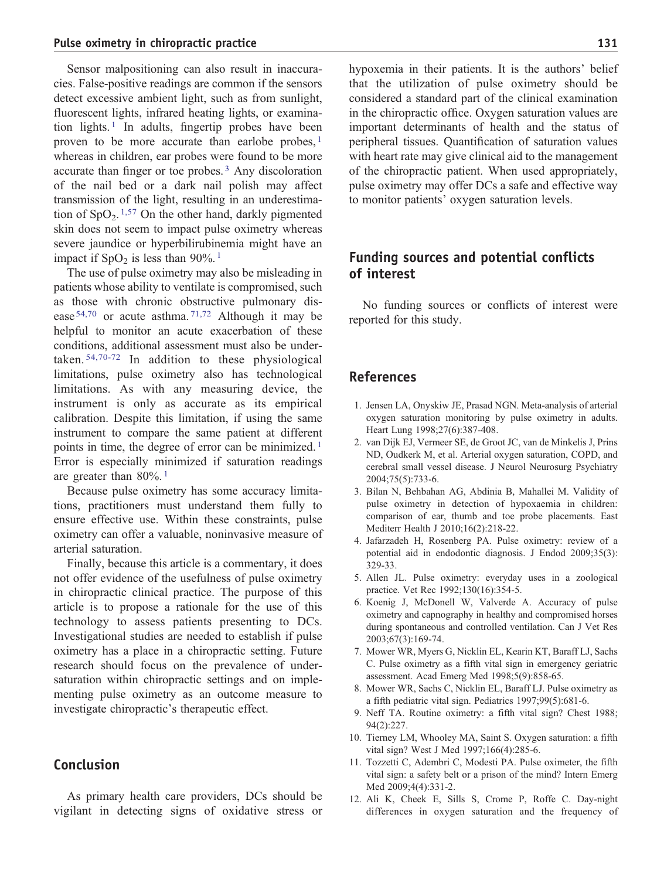Sensor malpositioning can also result in inaccuracies. False-positive readings are common if the sensors detect excessive ambient light, such as from sunlight, fluorescent lights, infrared heating lights, or examination lights.[1] In adults, fingertip probes have been proven to be more accurate than earlobe probes,[1] whereas in children, ear probes were found to be more accurate than finger or toe probes.[3] Any discoloration of the nail bed or a dark nail polish may affect transmission of the light, resulting in an underestimation of $SpO_2$.[1,57] On the other hand, darkly pigmented skin does not seem to impact pulse oximetry whereas severe jaundice or hyperbilirubinemia might have an impact if $SpO_2$ is less than 90%.[1]

The use of pulse oximetry may also be misleading in patients whose ability to ventilate is compromised, such as those with chronic obstructive pulmonary disease[54,70] or acute asthma.[71,72] Although it may be helpful to monitor an acute exacerbation of these conditions, additional assessment must also be undertaken.[54,70-72] In addition to these physiological limitations, pulse oximetry also has technological limitations. As with any measuring device, the instrument is only as accurate as its empirical calibration. Despite this limitation, if using the same instrument to compare the same patient at different points in time, the degree of error can be minimized.[1] Error is especially minimized if saturation readings are greater than 80%.[1]

Because pulse oximetry has some accuracy limitations, practitioners must understand them fully to ensure effective use. Within these constraints, pulse oximetry can offer a valuable, noninvasive measure of arterial saturation.

Finally, because this article is a commentary, it does not offer evidence of the usefulness of pulse oximetry in chiropractic clinical practice. The purpose of this article is to propose a rationale for the use of this technology to assess patients presenting to DCs. Investigational studies are needed to establish if pulse oximetry has a place in a chiropractic setting. Future research should focus on the prevalence of undersaturation within chiropractic settings and on implementing pulse oximetry as an outcome measure to investigate chiropractic's therapeutic effect.

## Conclusion

As primary health care providers, DCs should be vigilant in detecting signs of oxidative stress or hypoxemia in their patients. It is the authors' belief that the utilization of pulse oximetry should be considered a standard part of the clinical examination in the chiropractic office. Oxygen saturation values are important determinants of health and the status of peripheral tissues. Quantification of saturation values with heart rate may give clinical aid to the management of the chiropractic patient. When used appropriately, pulse oximetry may offer DCs a safe and effective way to monitor patients' oxygen saturation levels.

## Funding sources and potential conflicts of interest

No funding sources or conflicts of interest were reported for this study.

## References

1. Jensen LA, Onyskiw JE, Prasad NGN. Meta-analysis of arterial oxygen saturation monitoring by pulse oximetry in adults. Heart Lung 1998;27(6):387-408.
2. van Dijk EJ, Vermeer SE, de Groot JC, van de Minkelis J, Prins ND, Oudkerk M, et al. Arterial oxygen saturation, COPD, and cerebral small vessel disease. J Neurol Neurosurg Psychiatry 2004;75(5):733-6.
3. Bilan N, Behbahan AG, Abdinia B, Mahallei M. Validity of pulse oximetry in detection of hypoxaemia in children: comparison of ear, thumb and toe probe placements. East Mediterr Health J 2010;16(2):218-22.
4. Jafarzadeh H, Rosenberg PA. Pulse oximetry: review of a potential aid in endodontic diagnosis. J Endod 2009;35(3): 329-33.
5. Allen JL. Pulse oximetry: everyday uses in a zoological practice. Vet Rec 1992;130(16):354-5.
6. Koenig J, McDonell W, Valverde A. Accuracy of pulse oximetry and capnography in healthy and compromised horses during spontaneous and controlled ventilation. Can J Vet Res 2003;67(3):169-74.
7. Mower WR, Myers G, Nicklin EL, Kearin KT, Baraff LJ, Sachs C. Pulse oximetry as a fifth vital sign in emergency geriatric assessment. Acad Emerg Med 1998;5(9):858-65.
8. Mower WR, Sachs C, Nicklin EL, Baraff LJ. Pulse oximetry as a fifth pediatric vital sign. Pediatrics 1997;99(5):681-6.
9. Neff TA. Routine oximetry: a fifth vital sign? Chest 1988; 94(2):227.
10. Tierney LM, Whooley MA, Saint S. Oxygen saturation: a fifth vital sign? West J Med 1997;166(4):285-6.
11. Tozzetti C, Adembri C, Modesti PA. Pulse oximeter, the fifth vital sign: a safety belt or a prison of the mind? Intern Emerg Med 2009;4(4):331-2.
12. Ali K, Cheek E, Sills S, Crome P, Roffe C. Day-night differences in oxygen saturation and the frequency of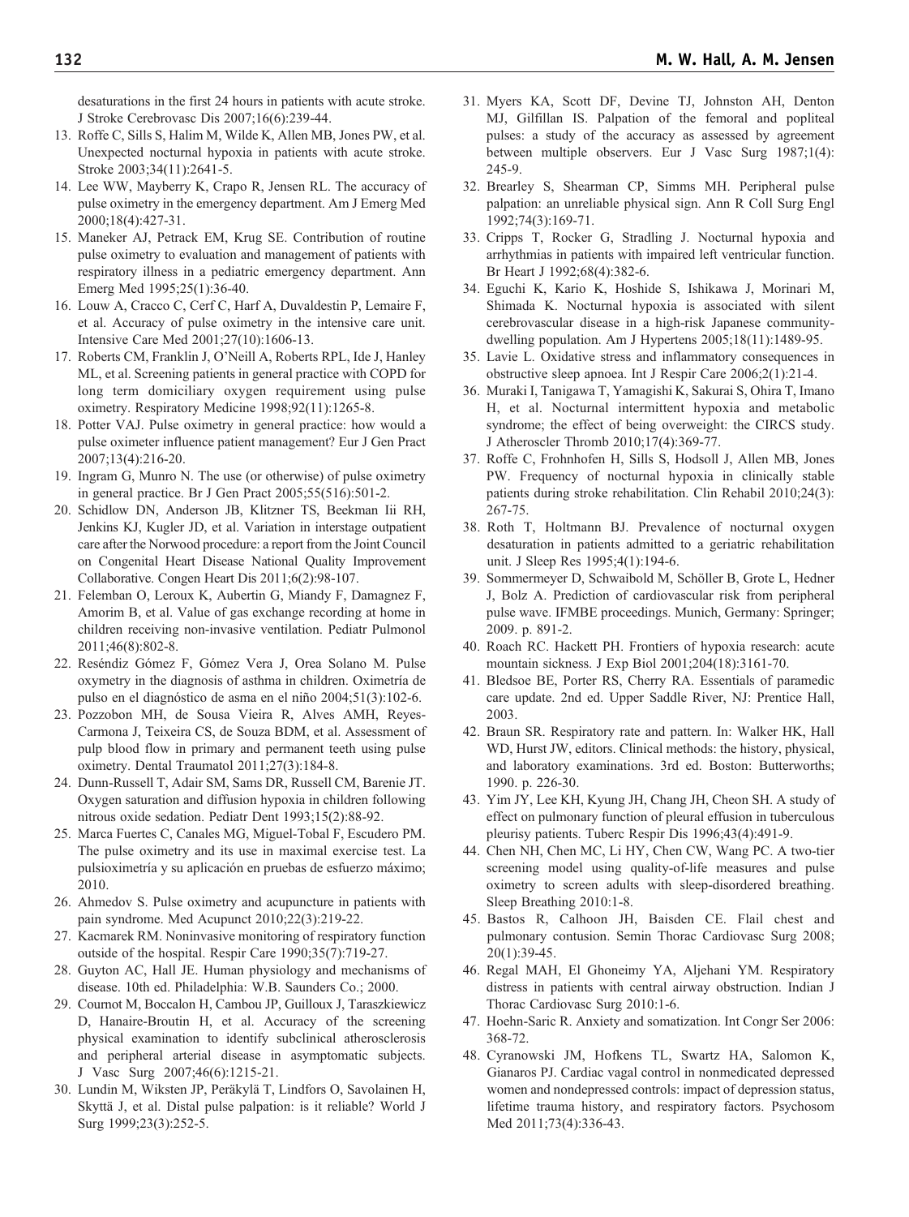desaturations in the first 24 hours in patients with acute stroke. J Stroke Cerebrovasc Dis 2007;16(6):239-44.

13. Roffe C, Sills S, Halim M, Wilde K, Allen MB, Jones PW, et al. Unexpected nocturnal hypoxia in patients with acute stroke. Stroke 2003;34(11):2641-5.
14. Lee WW, Mayberry K, Crapo R, Jensen RL. The accuracy of pulse oximetry in the emergency department. Am J Emerg Med 2000;18(4):427-31.
15. Maneker AJ, Petrack EM, Krug SE. Contribution of routine pulse oximetry to evaluation and management of patients with respiratory illness in a pediatric emergency department. Ann Emerg Med 1995;25(1):36-40.
16. Louw A, Cracco C, Cerf C, Harf A, Duvaldestin P, Lemaire F, et al. Accuracy of pulse oximetry in the intensive care unit. Intensive Care Med 2001;27(10):1606-13.
17. Roberts CM, Franklin J, O'Neill A, Roberts RPL, Ide J, Hanley ML, et al. Screening patients in general practice with COPD for long term domiciliary oxygen requirement using pulse oximetry. Respiratory Medicine 1998;92(11):1265-8.
18. Potter VAJ. Pulse oximetry in general practice: how would a pulse oximeter influence patient management? Eur J Gen Pract 2007;13(4):216-20.
19. Ingram G, Munro N. The use (or otherwise) of pulse oximetry in general practice. Br J Gen Pract 2005;55(516):501-2.
20. Schidlow DN, Anderson JB, Klitzner TS, Beekman Iii RH, Jenkins KJ, Kugler JD, et al. Variation in interstage outpatient care after the Norwood procedure: a report from the Joint Council on Congenital Heart Disease National Quality Improvement Collaborative. Congen Heart Dis 2011;6(2):98-107.
21. Felemban O, Leroux K, Aubertin G, Miandy F, Damagnez F, Amorim B, et al. Value of gas exchange recording at home in children receiving non-invasive ventilation. Pediatr Pulmonol 2011;46(8):802-8.
22. Reséndiz Gómez F, Gómez Vera J, Orea Solano M. Pulse oxymetry in the diagnosis of asthma in children. Oximetría de pulso en el diagnóstico de asma en el niño 2004;51(3):102-6.
23. Pozzobon MH, de Sousa Vieira R, Alves AMH, Reyes-Carmona J, Teixeira CS, de Souza BDM, et al. Assessment of pulp blood flow in primary and permanent teeth using pulse oximetry. Dental Traumatol 2011;27(3):184-8.
24. Dunn-Russell T, Adair SM, Sams DR, Russell CM, Barenie JT. Oxygen saturation and diffusion hypoxia in children following nitrous oxide sedation. Pediatr Dent 1993;15(2):88-92.
25. Marca Fuertes C, Canales MG, Miguel-Tobal F, Escudero PM. The pulse oximetry and its use in maximal exercise test. La pulsioximetría y su aplicación en pruebas de esfuerzo máximo; 2010.
26. Ahmedov S. Pulse oximetry and acupuncture in patients with pain syndrome. Med Acupunct 2010;22(3):219-22.
27. Kacmarek RM. Noninvasive monitoring of respiratory function outside of the hospital. Respir Care 1990;35(7):719-27.
28. Guyton AC, Hall JE. Human physiology and mechanisms of disease. 10th ed. Philadelphia: W.B. Saunders Co.; 2000.
29. Cournot M, Boccalon H, Cambou JP, Guilloux J, Taraszkiewicz D, Hanaire-Broutin H, et al. Accuracy of the screening physical examination to identify subclinical atherosclerosis and peripheral arterial disease in asymptomatic subjects. J Vasc Surg 2007;46(6):1215-21.
30. Lundin M, Wiksten JP, Peräkylä T, Lindfors O, Savolainen H, Skyttä J, et al. Distal pulse palpation: is it reliable? World J Surg 1999;23(3):252-5.
31. Myers KA, Scott DF, Devine TJ, Johnston AH, Denton MJ, Gilfillan IS. Palpation of the femoral and popliteal pulses: a study of the accuracy as assessed by agreement between multiple observers. Eur J Vasc Surg 1987;1(4): 245-9.
32. Brearley S, Shearman CP, Simms MH. Peripheral pulse palpation: an unreliable physical sign. Ann R Coll Surg Engl 1992;74(3):169-71.
33. Cripps T, Rocker G, Stradling J. Nocturnal hypoxia and arrhythmias in patients with impaired left ventricular function. Br Heart J 1992;68(4):382-6.
34. Eguchi K, Kario K, Hoshide S, Ishikawa J, Morinari M, Shimada K. Nocturnal hypoxia is associated with silent cerebrovascular disease in a high-risk Japanese community-dwelling population. Am J Hypertens 2005;18(11):1489-95.
35. Lavie L. Oxidative stress and inflammatory consequences in obstructive sleep apnoea. Int J Respir Care 2006;2(1):21-4.
36. Muraki I, Tanigawa T, Yamagishi K, Sakurai S, Ohira T, Imano H, et al. Nocturnal intermittent hypoxia and metabolic syndrome; the effect of being overweight: the CIRCS study. J Atheroscler Thromb 2010;17(4):369-77.
37. Roffe C, Frohnhofen H, Sills S, Hodsoll J, Allen MB, Jones PW. Frequency of nocturnal hypoxia in clinically stable patients during stroke rehabilitation. Clin Rehabil 2010;24(3): 267-75.
38. Roth T, Holtmann BJ. Prevalence of nocturnal oxygen desaturation in patients admitted to a geriatric rehabilitation unit. J Sleep Res 1995;4(1):194-6.
39. Sommermeyer D, Schwaibold M, Schöller B, Grote L, Hedner J, Bolz A. Prediction of cardiovascular risk from peripheral pulse wave. IFMBE proceedings. Munich, Germany: Springer; 2009. p. 891-2.
40. Roach RC. Hackett PH. Frontiers of hypoxia research: acute mountain sickness. J Exp Biol 2001;204(18):3161-70.
41. Bledsoe BE, Porter RS, Cherry RA. Essentials of paramedic care update. 2nd ed. Upper Saddle River, NJ: Prentice Hall, 2003.
42. Braun SR. Respiratory rate and pattern. In: Walker HK, Hall WD, Hurst JW, editors. Clinical methods: the history, physical, and laboratory examinations. 3rd ed. Boston: Butterworths; 1990. p. 226-30.
43. Yim JY, Lee KH, Kyung JH, Chang JH, Cheon SH. A study of effect on pulmonary function of pleural effusion in tuberculous pleurisy patients. Tuberc Respir Dis 1996;43(4):491-9.
44. Chen NH, Chen MC, Li HY, Chen CW, Wang PC. A two-tier screening model using quality-of-life measures and pulse oximetry to screen adults with sleep-disordered breathing. Sleep Breathing 2010:1-8.
45. Bastos R, Calhoon JH, Baisden CE. Flail chest and pulmonary contusion. Semin Thorac Cardiovasc Surg 2008; 20(1):39-45.
46. Regal MAH, El Ghoneimy YA, Aljehani YM. Respiratory distress in patients with central airway obstruction. Indian J Thorac Cardiovasc Surg 2010:1-6.
47. Hoehn-Saric R. Anxiety and somatization. Int Congr Ser 2006: 368-72.
48. Cyranowski JM, Hofkens TL, Swartz HA, Salomon K, Gianaros PJ. Cardiac vagal control in nonmedicated depressed women and nondepressed controls: impact of depression status, lifetime trauma history, and respiratory factors. Psychosom Med 2011;73(4):336-43.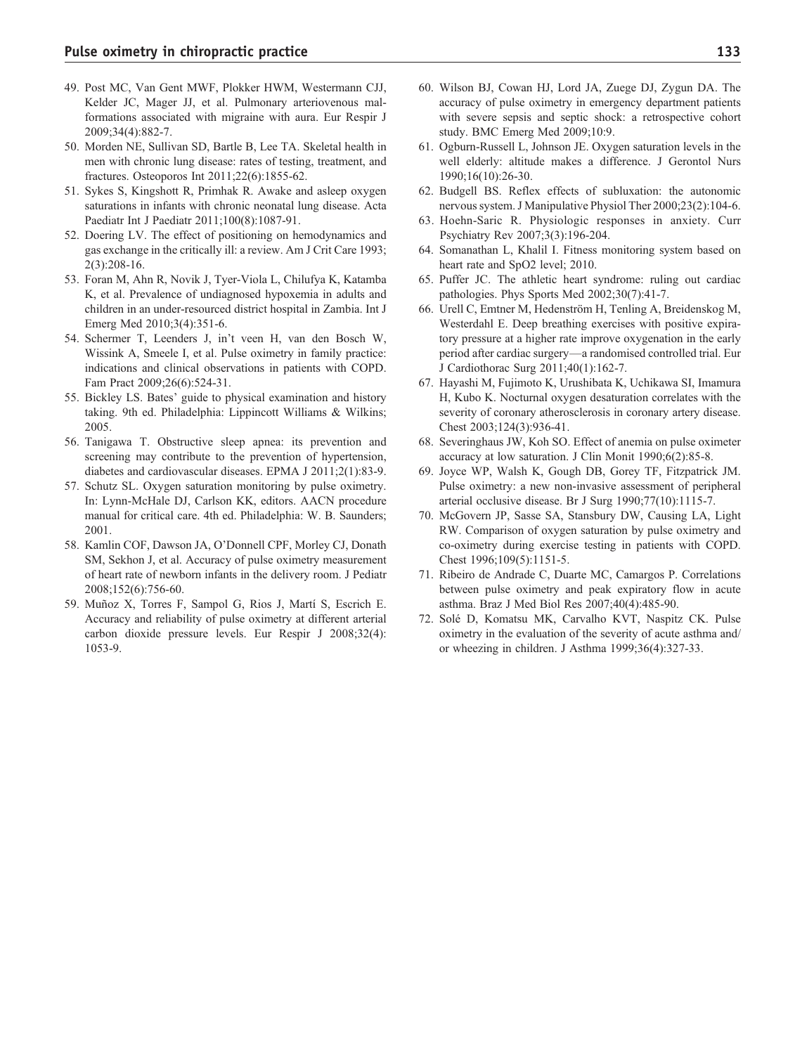49. Post MC, Van Gent MWF, Plokker HWM, Westermann CJJ, Kelder JC, Mager JJ, et al. Pulmonary arteriovenous malformations associated with migraine with aura. Eur Respir J 2009;34(4):882-7.
50. Morden NE, Sullivan SD, Bartle B, Lee TA. Skeletal health in men with chronic lung disease: rates of testing, treatment, and fractures. Osteoporos Int 2011;22(6):1855-62.
51. Sykes S, Kingshott R, Primhak R. Awake and asleep oxygen saturations in infants with chronic neonatal lung disease. Acta Paediatr Int J Paediatr 2011;100(8):1087-91.
52. Doering LV. The effect of positioning on hemodynamics and gas exchange in the critically ill: a review. Am J Crit Care 1993; 2(3):208-16.
53. Foran M, Ahn R, Novik J, Tyer-Viola L, Chilufya K, Katamba K, et al. Prevalence of undiagnosed hypoxemia in adults and children in an under-resourced district hospital in Zambia. Int J Emerg Med 2010;3(4):351-6.
54. Schermer T, Leenders J, in't veen H, van den Bosch W, Wissink A, Smeele I, et al. Pulse oximetry in family practice: indications and clinical observations in patients with COPD. Fam Pract 2009;26(6):524-31.
55. Bickley LS. Bates' guide to physical examination and history taking. 9th ed. Philadelphia: Lippincott Williams & Wilkins; 2005.
56. Tanigawa T. Obstructive sleep apnea: its prevention and screening may contribute to the prevention of hypertension, diabetes and cardiovascular diseases. EPMA J 2011;2(1):83-9.
57. Schutz SL. Oxygen saturation monitoring by pulse oximetry. In: Lynn-McHale DJ, Carlson KK, editors. AACN procedure manual for critical care. 4th ed. Philadelphia: W. B. Saunders; 2001.
58. Kamlin COF, Dawson JA, O'Donnell CPF, Morley CJ, Donath SM, Sekhon J, et al. Accuracy of pulse oximetry measurement of heart rate of newborn infants in the delivery room. J Pediatr 2008;152(6):756-60.
59. Muñoz X, Torres F, Sampol G, Rios J, Martí S, Escrich E. Accuracy and reliability of pulse oximetry at different arterial carbon dioxide pressure levels. Eur Respir J 2008;32(4): 1053-9.
60. Wilson BJ, Cowan HJ, Lord JA, Zuege DJ, Zygun DA. The accuracy of pulse oximetry in emergency department patients with severe sepsis and septic shock: a retrospective cohort study. BMC Emerg Med 2009;10:9.
61. Ogburn-Russell L, Johnson JE. Oxygen saturation levels in the well elderly: altitude makes a difference. J Gerontol Nurs 1990;16(10):26-30.
62. Budgell BS. Reflex effects of subluxation: the autonomic nervous system. J Manipulative Physiol Ther 2000;23(2):104-6.
63. Hoehn-Saric R. Physiologic responses in anxiety. Curr Psychiatry Rev 2007;3(3):196-204.
64. Somanathan L, Khalil I. Fitness monitoring system based on heart rate and SpO2 level; 2010.
65. Puffer JC. The athletic heart syndrome: ruling out cardiac pathologies. Phys Sports Med 2002;30(7):41-7.
66. Urell C, Emtner M, Hedenström H, Tenling A, Breidenskog M, Westerdahl E. Deep breathing exercises with positive expiratory pressure at a higher rate improve oxygenation in the early period after cardiac surgery—a randomised controlled trial. Eur J Cardiothorac Surg 2011;40(1):162-7.
67. Hayashi M, Fujimoto K, Urushibata K, Uchikawa SI, Imamura H, Kubo K. Nocturnal oxygen desaturation correlates with the severity of coronary atherosclerosis in coronary artery disease. Chest 2003;124(3):936-41.
68. Severinghaus JW, Koh SO. Effect of anemia on pulse oximeter accuracy at low saturation. J Clin Monit 1990;6(2):85-8.
69. Joyce WP, Walsh K, Gough DB, Gorey TF, Fitzpatrick JM. Pulse oximetry: a new non-invasive assessment of peripheral arterial occlusive disease. Br J Surg 1990;77(10):1115-7.
70. McGovern JP, Sasse SA, Stansbury DW, Causing LA, Light RW. Comparison of oxygen saturation by pulse oximetry and co-oximetry during exercise testing in patients with COPD. Chest 1996;109(5):1151-5.
71. Ribeiro de Andrade C, Duarte MC, Camargos P. Correlations between pulse oximetry and peak expiratory flow in acute asthma. Braz J Med Biol Res 2007;40(4):485-90.
72. Solé D, Komatsu MK, Carvalho KVT, Naspitz CK. Pulse oximetry in the evaluation of the severity of acute asthma and/or wheezing in children. J Asthma 1999;36(4):327-33.